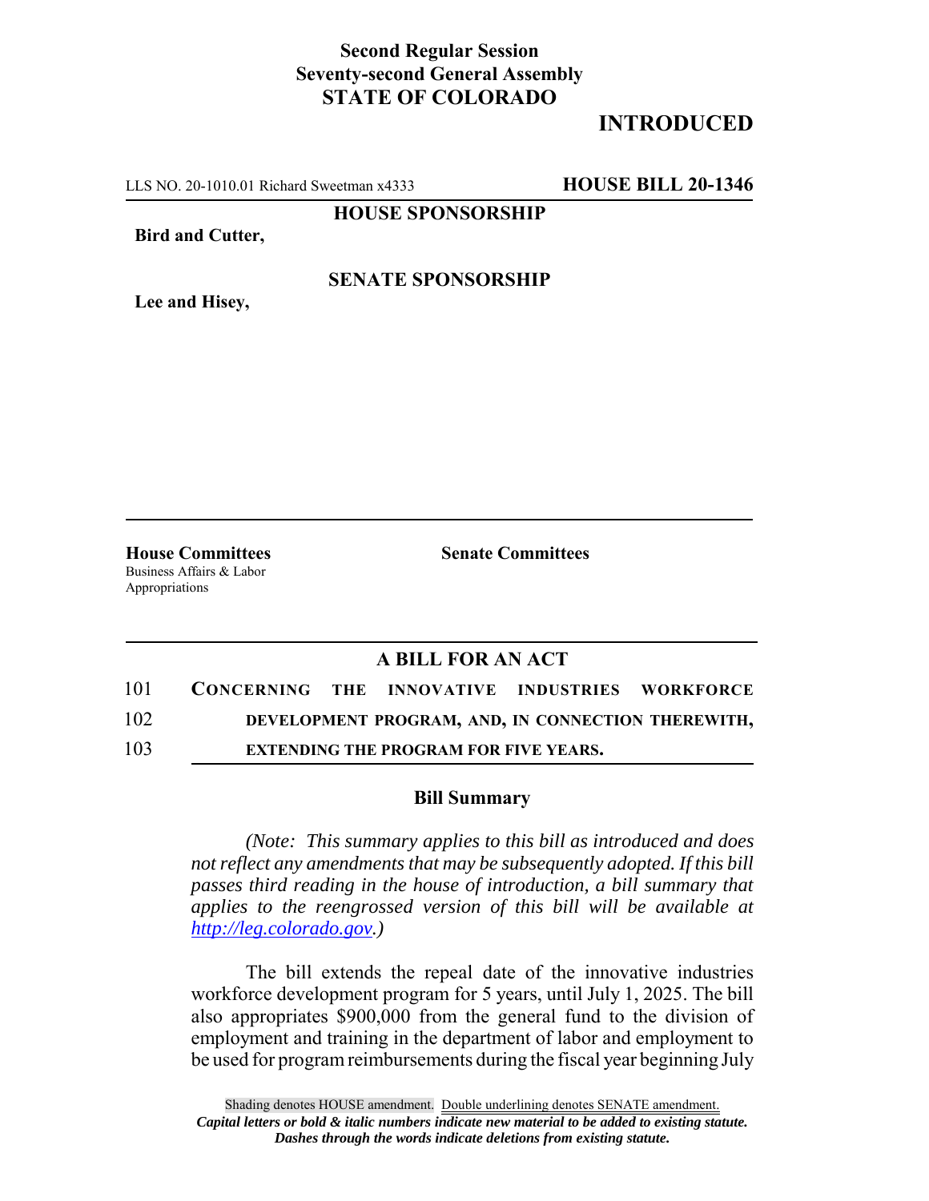**Second Regular Session**
**Seventy-second General Assembly**
**STATE OF COLORADO**

# INTRODUCED

LLS NO. 20-1010.01 Richard Sweetman x4333 **HOUSE BILL 20-1346**

**HOUSE SPONSORSHIP**

**Bird and Cutter,**

**SENATE SPONSORSHIP**

**Lee and Hisey,**

**House Committees**
Business Affairs & Labor
Appropriations

**Senate Committees**

## A BILL FOR AN ACT

101 **CONCERNING THE INNOVATIVE INDUSTRIES WORKFORCE**
102 **DEVELOPMENT PROGRAM, AND, IN CONNECTION THEREWITH,**
103 **EXTENDING THE PROGRAM FOR FIVE YEARS.**

### Bill Summary

*(Note: This summary applies to this bill as introduced and does not reflect any amendments that may be subsequently adopted. If this bill passes third reading in the house of introduction, a bill summary that applies to the reengrossed version of this bill will be available at http://leg.colorado.gov.)*

The bill extends the repeal date of the innovative industries workforce development program for 5 years, until July 1, 2025. The bill also appropriates $900,000 from the general fund to the division of employment and training in the department of labor and employment to be used for program reimbursements during the fiscal year beginning July

Shading denotes HOUSE amendment. Double underlining denotes SENATE amendment.
*Capital letters or bold & italic numbers indicate new material to be added to existing statute.*
*Dashes through the words indicate deletions from existing statute.*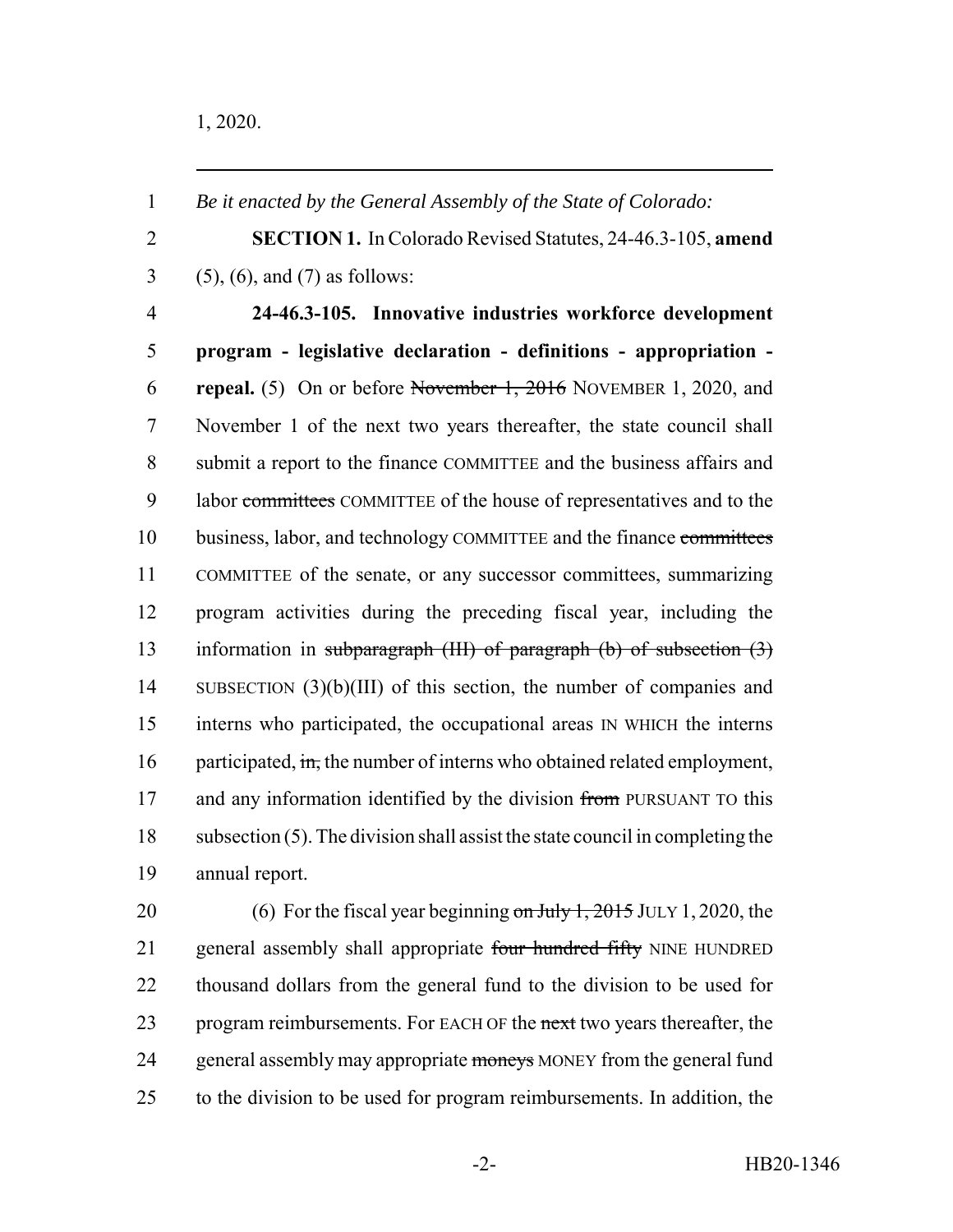1, 2020.

---

*Be it enacted by the General Assembly of the State of Colorado:*

**SECTION 1.** In Colorado Revised Statutes, 24-46.3-105, **amend** (5), (6), and (7) as follows:

**24-46.3-105. Innovative industries workforce development program - legislative declaration - definitions - appropriation - repeal.** (5) On or before ~~November 1, 2016~~ NOVEMBER 1, 2020, and November 1 of the next two years thereafter, the state council shall submit a report to the finance COMMITTEE and the business affairs and labor ~~committees~~ COMMITTEE of the house of representatives and to the business, labor, and technology COMMITTEE and the finance ~~committees~~ COMMITTEE of the senate, or any successor committees, summarizing program activities during the preceding fiscal year, including the information in ~~subparagraph (III) of paragraph (b) of subsection (3)~~ SUBSECTION (3)(b)(III) of this section, the number of companies and interns who participated, the occupational areas IN WHICH the interns participated, ~~in,~~ the number of interns who obtained related employment, and any information identified by the division ~~from~~ PURSUANT TO this subsection (5). The division shall assist the state council in completing the annual report.

(6) For the fiscal year beginning ~~on July 1, 2015~~ JULY 1, 2020, the general assembly shall appropriate ~~four hundred fifty~~ NINE HUNDRED thousand dollars from the general fund to the division to be used for program reimbursements. For EACH OF the ~~next~~ two years thereafter, the general assembly may appropriate ~~moneys~~ MONEY from the general fund to the division to be used for program reimbursements. In addition, the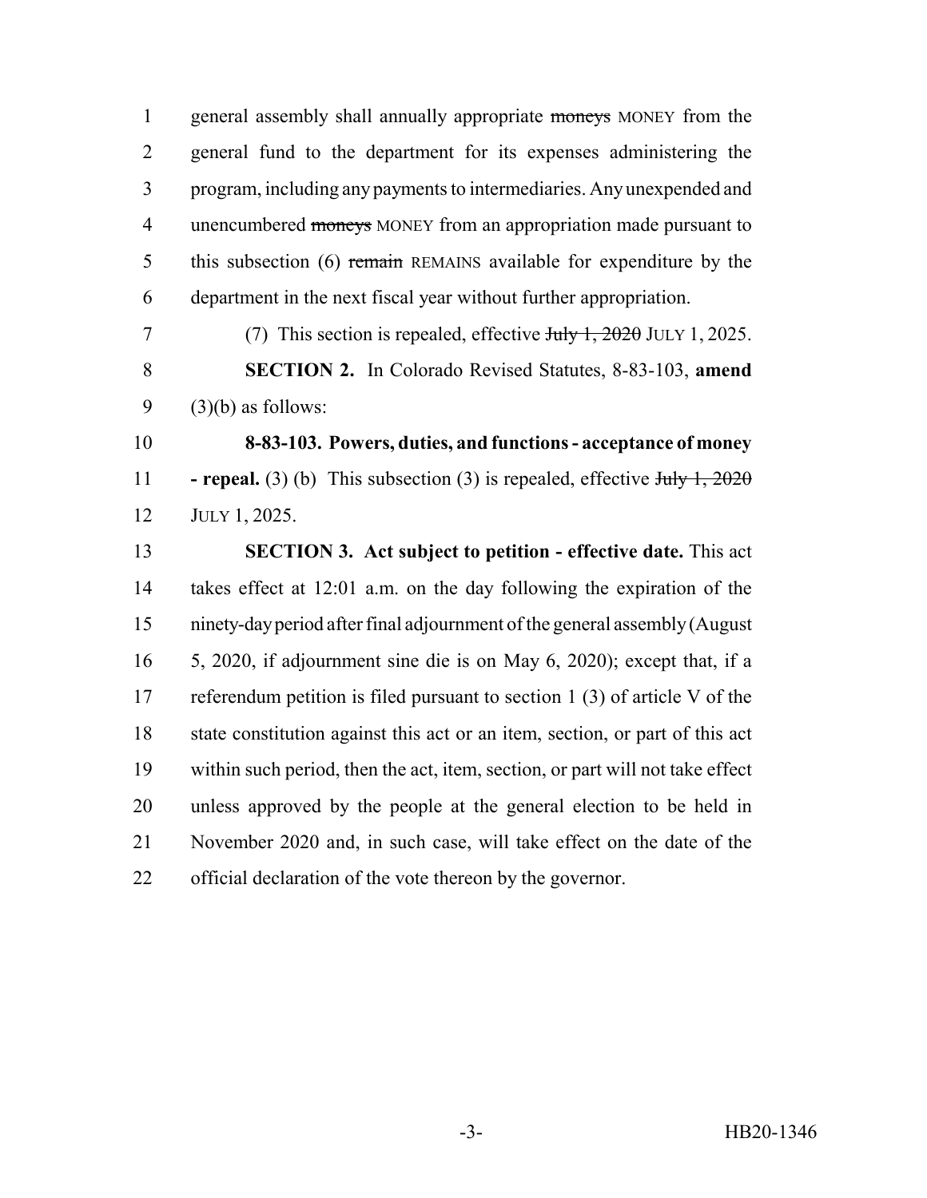general assembly shall annually appropriate ~~moneys~~ MONEY from the general fund to the department for its expenses administering the program, including any payments to intermediaries. Any unexpended and unencumbered ~~moneys~~ MONEY from an appropriation made pursuant to this subsection (6) ~~remain~~ REMAINS available for expenditure by the department in the next fiscal year without further appropriation.

(7) This section is repealed, effective ~~July 1, 2020~~ JULY 1, 2025.

**SECTION 2.** In Colorado Revised Statutes, 8-83-103, **amend** (3)(b) as follows:

**8-83-103. Powers, duties, and functions - acceptance of money - repeal.** (3) (b) This subsection (3) is repealed, effective ~~July 1, 2020~~ JULY 1, 2025.

**SECTION 3. Act subject to petition - effective date.** This act takes effect at 12:01 a.m. on the day following the expiration of the ninety-day period after final adjournment of the general assembly (August 5, 2020, if adjournment sine die is on May 6, 2020); except that, if a referendum petition is filed pursuant to section 1 (3) of article V of the state constitution against this act or an item, section, or part of this act within such period, then the act, item, section, or part will not take effect unless approved by the people at the general election to be held in November 2020 and, in such case, will take effect on the date of the official declaration of the vote thereon by the governor.